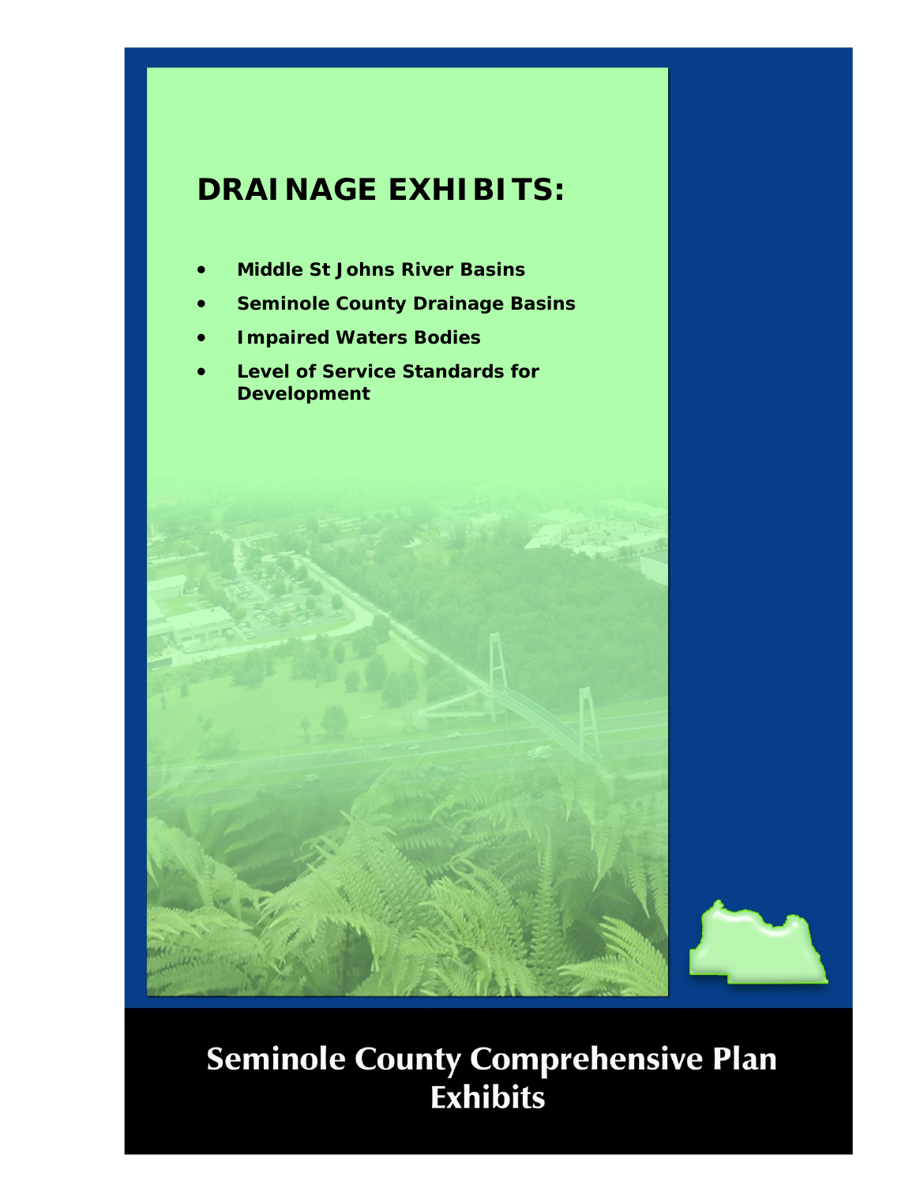# DRAINAGE EXHIBITS:

- **Middle St Johns River Basins**
- **Seminole County Drainage Basins**
- **Impaired Waters Bodies**
- **Level of Service Standards for Development**

## Seminole County Comprehensive Plan Exhibits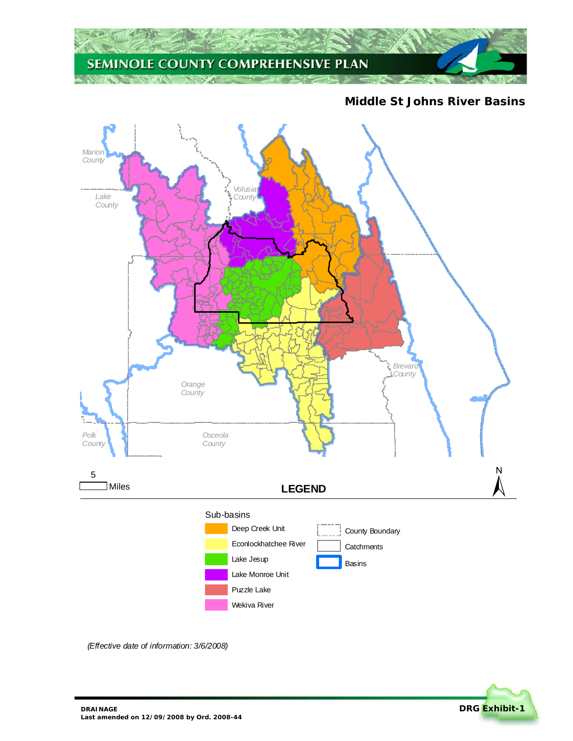## Middle St Johns River Basins

Marion County

Lake County

Volusia County

Orange County

Brevard County

Polk County

Osceola County

5 Miles

N

**LEGEND**

Sub-basins

- Deep Creek Unit
- Econlockhatchee River
- Lake Jesup
- Lake Monroe Unit
- Puzzle Lake
- Wekiva River

- County Boundary
- Catchments
- Basins

*(Effective date of information: 3/6/2008)*

**DRAINAGE**
**Last amended on 12/09/2008 by Ord. 2008-44**

**DRG Exhibit-1**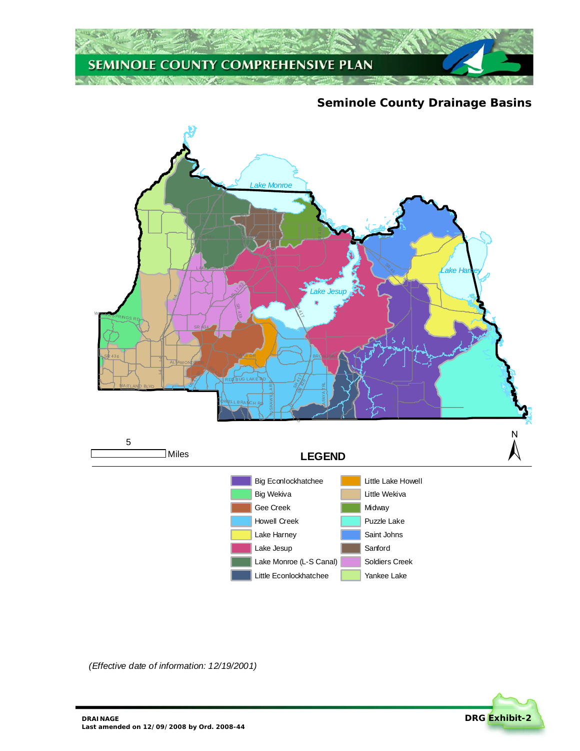# Seminole County Drainage Basins

5

Miles

## LEGEND

| | |
|---|---|
| Big Econlockhatchee | Little Lake Howell |
| Big Wekiva | Little Wekiva |
| Gee Creek | Midway |
| Howell Creek | Puzzle Lake |
| Lake Harney | Saint Johns |
| Lake Jesup | Sanford |
| Lake Monroe (L-S Canal) | Soldiers Creek |
| Little Econlockhatchee | Yankee Lake |

*(Effective date of information: 12/19/2001)*

**DRAINAGE**
**Last amended on 12/09/2008 by Ord. 2008-44**

**DRG Exhibit-2**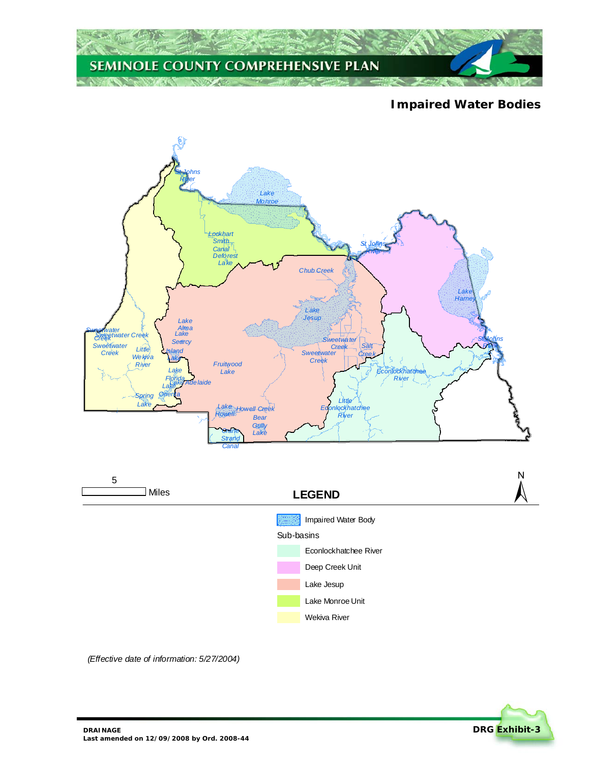# Impaired Water Bodies

St Johns River

Lake Monroe

Lockhart Smith Canal

Deforest Lake

St Johns River

Chub Creek

Lake Harney

Lake Jesup

Lake Alma

Lake Searcy

Sweetwater Creek

Sweetwater Creek

Sweetwater Creek

Little Wekiva River

Island Lake

Sweetwater Creek

Sweetwater Creek

Salt Creek

St Johns River

Fruitwood Lake

Lake Florida

Lake Adelaide

Lake Orienta

Econlockhatchee River

Spring Lake

Lake Howell

Howell Creek

Bear Gully Lake

Little Econlockhatchee River

Crane Strand Canal

5 Miles

N

## LEGEND

Impaired Water Body

Sub-basins

- Econlockhatchee River
- Deep Creek Unit
- Lake Jesup
- Lake Monroe Unit
- Wekiva River

*(Effective date of information: 5/27/2004)*

**DRAINAGE**
**Last amended on 12/09/2008 by Ord. 2008-44**

**DRG Exhibit-3**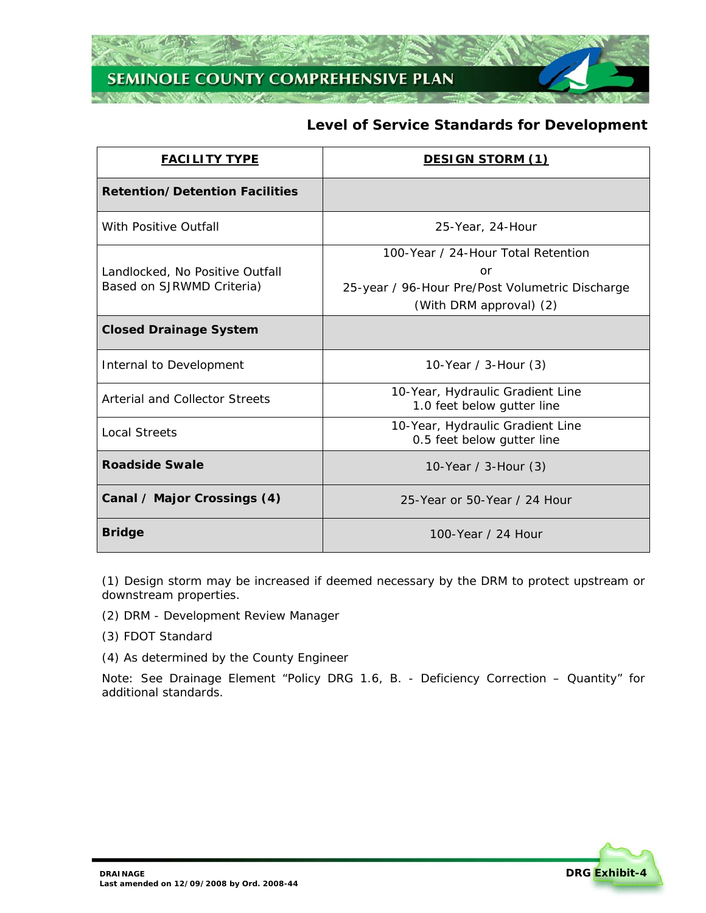## Level of Service Standards for Development

| FACILITY TYPE | DESIGN STORM (1) |
|---|---|
| **Retention/Detention Facilities** | |
| With Positive Outfall | 25-Year, 24-Hour |
| Landlocked, No Positive Outfall Based on SJRWMD Criteria) | 100-Year / 24-Hour Total Retention<br>or<br>25-year / 96-Hour Pre/Post Volumetric Discharge<br>(With DRM approval) (2) |
| **Closed Drainage System** | |
| Internal to Development | 10-Year / 3-Hour (3) |
| Arterial and Collector Streets | 10-Year, Hydraulic Gradient Line<br>1.0 feet below gutter line |
| Local Streets | 10-Year, Hydraulic Gradient Line<br>0.5 feet below gutter line |
| **Roadside Swale** | 10-Year / 3-Hour (3) |
| **Canal / Major Crossings (4)** | 25-Year or 50-Year / 24 Hour |
| **Bridge** | 100-Year / 24 Hour |

(1) Design storm may be increased if deemed necessary by the DRM to protect upstream or downstream properties.

(2) DRM - Development Review Manager

(3) FDOT Standard

(4) As determined by the County Engineer

Note: See Drainage Element "Policy DRG 1.6, B. - Deficiency Correction – Quantity" for additional standards.